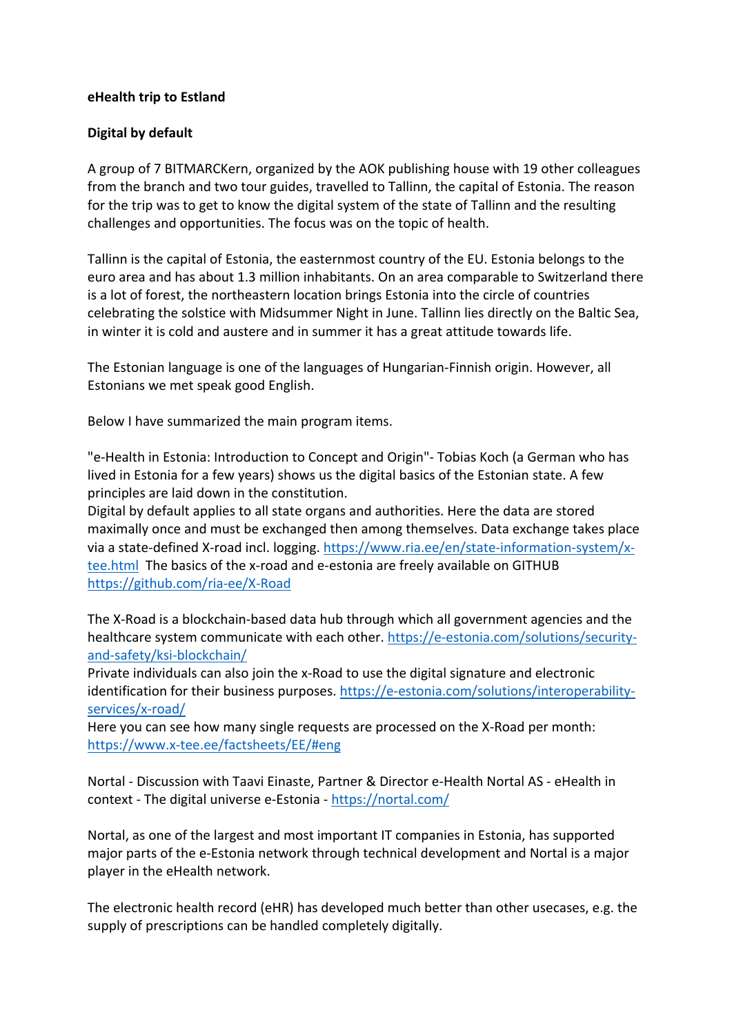**eHealth trip to Estland**

**Digital by default**

A group of 7 BITMARCKern, organized by the AOK publishing house with 19 other colleagues from the branch and two tour guides, travelled to Tallinn, the capital of Estonia. The reason for the trip was to get to know the digital system of the state of Tallinn and the resulting challenges and opportunities. The focus was on the topic of health.

Tallinn is the capital of Estonia, the easternmost country of the EU. Estonia belongs to the euro area and has about 1.3 million inhabitants. On an area comparable to Switzerland there is a lot of forest, the northeastern location brings Estonia into the circle of countries celebrating the solstice with Midsummer Night in June. Tallinn lies directly on the Baltic Sea, in winter it is cold and austere and in summer it has a great attitude towards life.

The Estonian language is one of the languages of Hungarian-Finnish origin. However, all Estonians we met speak good English.

Below I have summarized the main program items.

"e-Health in Estonia: Introduction to Concept and Origin"- Tobias Koch (a German who has lived in Estonia for a few years) shows us the digital basics of the Estonian state. A few principles are laid down in the constitution.
Digital by default applies to all state organs and authorities. Here the data are stored maximally once and must be exchanged then among themselves. Data exchange takes place via a state-defined X-road incl. logging. https://www.ria.ee/en/state-information-system/x-tee.html The basics of the x-road and e-estonia are freely available on GITHUB https://github.com/ria-ee/X-Road

The X-Road is a blockchain-based data hub through which all government agencies and the healthcare system communicate with each other. https://e-estonia.com/solutions/security-and-safety/ksi-blockchain/
Private individuals can also join the x-Road to use the digital signature and electronic identification for their business purposes. https://e-estonia.com/solutions/interoperability-services/x-road/
Here you can see how many single requests are processed on the X-Road per month: https://www.x-tee.ee/factsheets/EE/#eng

Nortal - Discussion with Taavi Einaste, Partner & Director e-Health Nortal AS - eHealth in context - The digital universe e-Estonia - https://nortal.com/

Nortal, as one of the largest and most important IT companies in Estonia, has supported major parts of the e-Estonia network through technical development and Nortal is a major player in the eHealth network.

The electronic health record (eHR) has developed much better than other usecases, e.g. the supply of prescriptions can be handled completely digitally.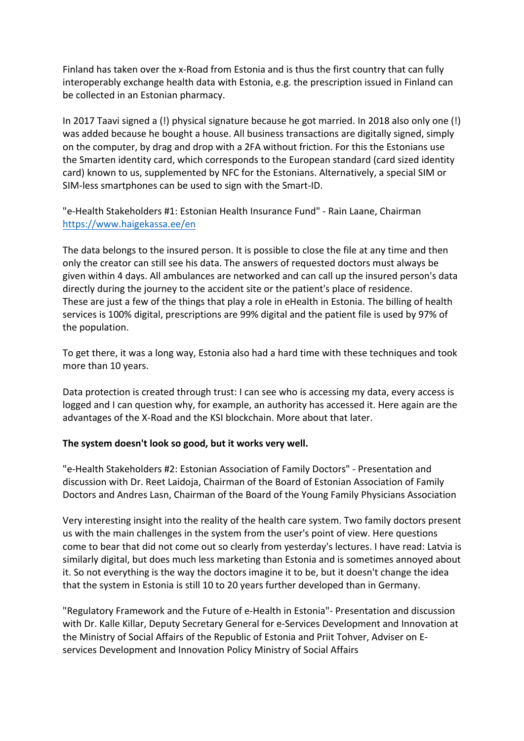Finland has taken over the x-Road from Estonia and is thus the first country that can fully interoperably exchange health data with Estonia, e.g. the prescription issued in Finland can be collected in an Estonian pharmacy.

In 2017 Taavi signed a (!) physical signature because he got married. In 2018 also only one (!) was added because he bought a house. All business transactions are digitally signed, simply on the computer, by drag and drop with a 2FA without friction. For this the Estonians use the Smarten identity card, which corresponds to the European standard (card sized identity card) known to us, supplemented by NFC for the Estonians. Alternatively, a special SIM or SIM-less smartphones can be used to sign with the Smart-ID.

"e-Health Stakeholders #1: Estonian Health Insurance Fund" - Rain Laane, Chairman
https://www.haigekassa.ee/en

The data belongs to the insured person. It is possible to close the file at any time and then only the creator can still see his data. The answers of requested doctors must always be given within 4 days. All ambulances are networked and can call up the insured person's data directly during the journey to the accident site or the patient's place of residence.
These are just a few of the things that play a role in eHealth in Estonia. The billing of health services is 100% digital, prescriptions are 99% digital and the patient file is used by 97% of the population.

To get there, it was a long way, Estonia also had a hard time with these techniques and took more than 10 years.

Data protection is created through trust: I can see who is accessing my data, every access is logged and I can question why, for example, an authority has accessed it. Here again are the advantages of the X-Road and the KSI blockchain. More about that later.

**The system doesn't look so good, but it works very well.**

"e-Health Stakeholders #2: Estonian Association of Family Doctors" - Presentation and discussion with Dr. Reet Laidoja, Chairman of the Board of Estonian Association of Family Doctors and Andres Lasn, Chairman of the Board of the Young Family Physicians Association

Very interesting insight into the reality of the health care system. Two family doctors present us with the main challenges in the system from the user's point of view. Here questions come to bear that did not come out so clearly from yesterday's lectures. I have read: Latvia is similarly digital, but does much less marketing than Estonia and is sometimes annoyed about it. So not everything is the way the doctors imagine it to be, but it doesn't change the idea that the system in Estonia is still 10 to 20 years further developed than in Germany.

"Regulatory Framework and the Future of e-Health in Estonia"- Presentation and discussion with Dr. Kalle Killar, Deputy Secretary General for e-Services Development and Innovation at the Ministry of Social Affairs of the Republic of Estonia and Priit Tohver, Adviser on E-services Development and Innovation Policy Ministry of Social Affairs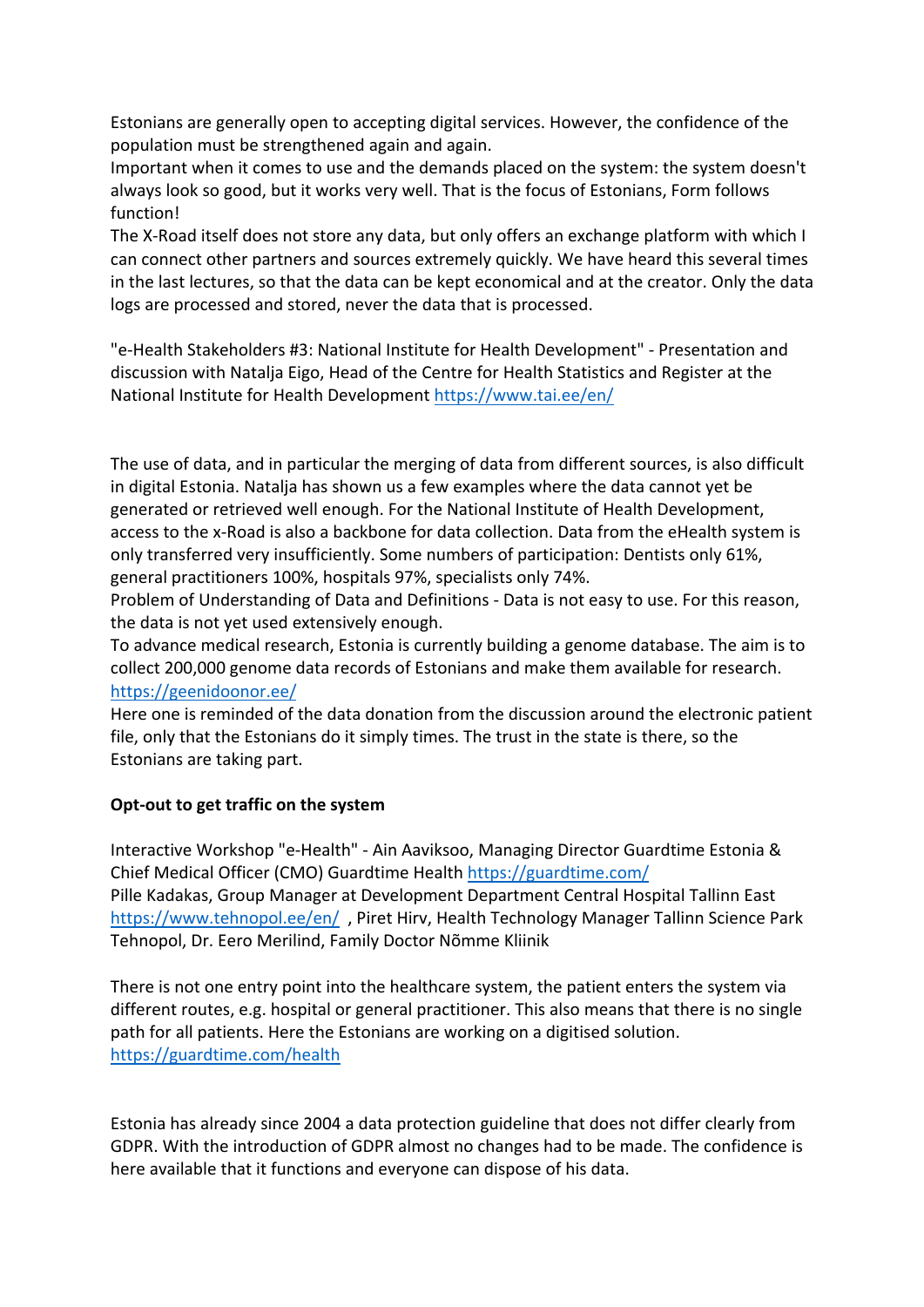Estonians are generally open to accepting digital services. However, the confidence of the population must be strengthened again and again.
Important when it comes to use and the demands placed on the system: the system doesn't always look so good, but it works very well. That is the focus of Estonians, Form follows function!
The X-Road itself does not store any data, but only offers an exchange platform with which I can connect other partners and sources extremely quickly. We have heard this several times in the last lectures, so that the data can be kept economical and at the creator. Only the data logs are processed and stored, never the data that is processed.

"e-Health Stakeholders #3: National Institute for Health Development" - Presentation and discussion with Natalja Eigo, Head of the Centre for Health Statistics and Register at the National Institute for Health Development https://www.tai.ee/en/

The use of data, and in particular the merging of data from different sources, is also difficult in digital Estonia. Natalja has shown us a few examples where the data cannot yet be generated or retrieved well enough. For the National Institute of Health Development, access to the x-Road is also a backbone for data collection. Data from the eHealth system is only transferred very insufficiently. Some numbers of participation: Dentists only 61%, general practitioners 100%, hospitals 97%, specialists only 74%.
Problem of Understanding of Data and Definitions - Data is not easy to use. For this reason, the data is not yet used extensively enough.
To advance medical research, Estonia is currently building a genome database. The aim is to collect 200,000 genome data records of Estonians and make them available for research. https://geenidoonor.ee/
Here one is reminded of the data donation from the discussion around the electronic patient file, only that the Estonians do it simply times. The trust in the state is there, so the Estonians are taking part.

**Opt-out to get traffic on the system**

Interactive Workshop "e-Health" - Ain Aaviksoo, Managing Director Guardtime Estonia & Chief Medical Officer (CMO) Guardtime Health https://guardtime.com/
Pille Kadakas, Group Manager at Development Department Central Hospital Tallinn East https://www.tehnopol.ee/en/ , Piret Hirv, Health Technology Manager Tallinn Science Park Tehnopol, Dr. Eero Merilind, Family Doctor Nõmme Kliinik

There is not one entry point into the healthcare system, the patient enters the system via different routes, e.g. hospital or general practitioner. This also means that there is no single path for all patients. Here the Estonians are working on a digitised solution. https://guardtime.com/health

Estonia has already since 2004 a data protection guideline that does not differ clearly from GDPR. With the introduction of GDPR almost no changes had to be made. The confidence is here available that it functions and everyone can dispose of his data.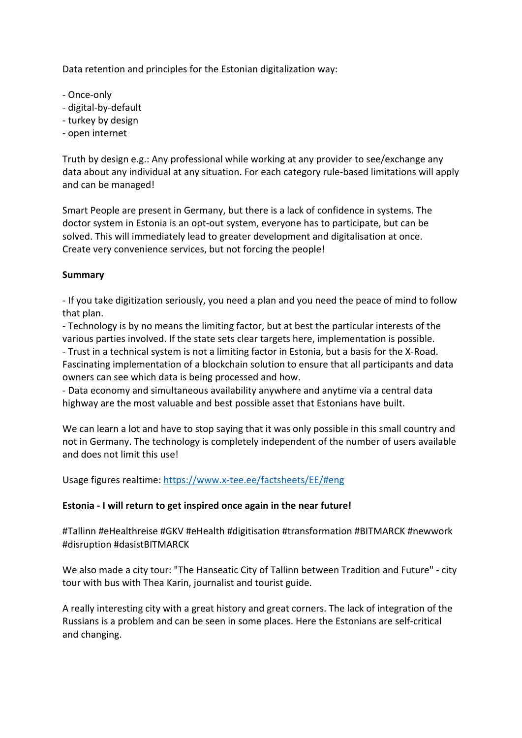Data retention and principles for the Estonian digitalization way:

- Once-only
- digital-by-default
- turkey by design
- open internet

Truth by design e.g.: Any professional while working at any provider to see/exchange any data about any individual at any situation. For each category rule-based limitations will apply and can be managed!

Smart People are present in Germany, but there is a lack of confidence in systems. The doctor system in Estonia is an opt-out system, everyone has to participate, but can be solved. This will immediately lead to greater development and digitalisation at once. Create very convenience services, but not forcing the people!

**Summary**

- If you take digitization seriously, you need a plan and you need the peace of mind to follow that plan.
- Technology is by no means the limiting factor, but at best the particular interests of the various parties involved. If the state sets clear targets here, implementation is possible.
- Trust in a technical system is not a limiting factor in Estonia, but a basis for the X-Road. Fascinating implementation of a blockchain solution to ensure that all participants and data owners can see which data is being processed and how.
- Data economy and simultaneous availability anywhere and anytime via a central data highway are the most valuable and best possible asset that Estonians have built.

We can learn a lot and have to stop saying that it was only possible in this small country and not in Germany. The technology is completely independent of the number of users available and does not limit this use!

Usage figures realtime: https://www.x-tee.ee/factsheets/EE/#eng

**Estonia - I will return to get inspired once again in the near future!**

#Tallinn #eHealthreise #GKV #eHealth #digitisation #transformation #BITMARCK #newwork #disruption #dasistBITMARCK

We also made a city tour: "The Hanseatic City of Tallinn between Tradition and Future" - city tour with bus with Thea Karin, journalist and tourist guide.

A really interesting city with a great history and great corners. The lack of integration of the Russians is a problem and can be seen in some places. Here the Estonians are self-critical and changing.